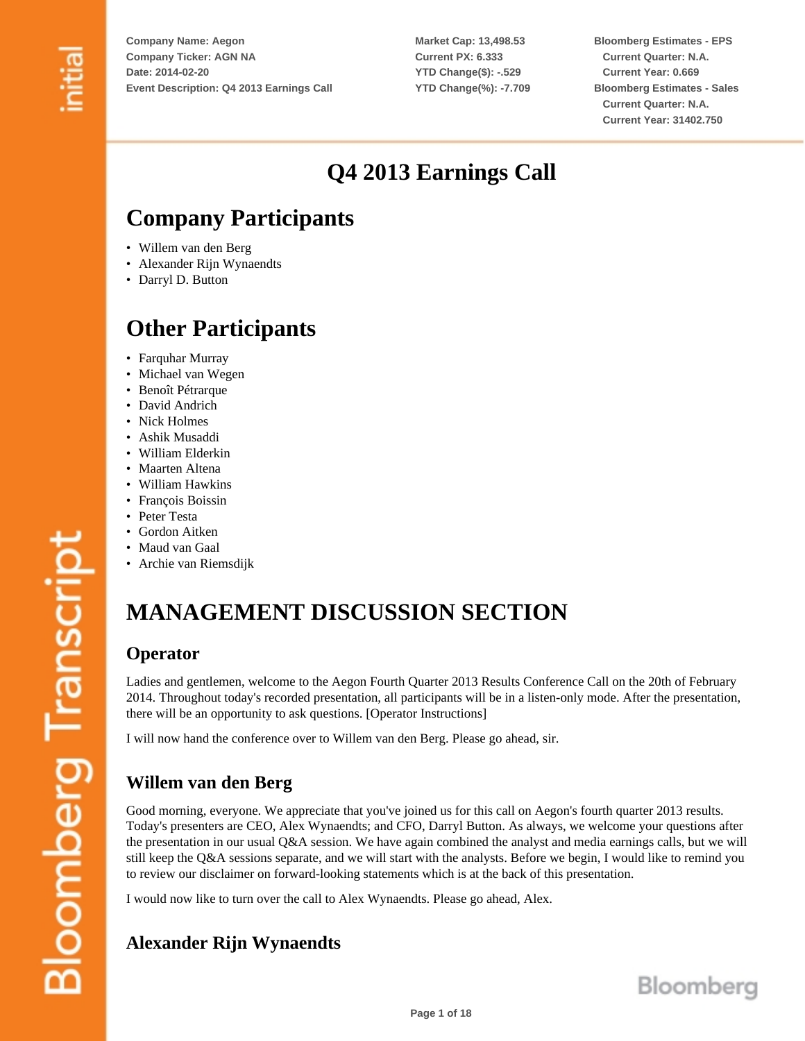Company Name: Aegon
Company Ticker: AGN NA
Date: 2014-02-20
Event Description: Q4 2013 Earnings Call

Market Cap: 13,498.53
Current PX: 6.333
YTD Change($): -.529
YTD Change(%): -7.709

Bloomberg Estimates - EPS
Current Quarter: N.A.
Current Year: 0.669
Bloomberg Estimates - Sales
Current Quarter: N.A.
Current Year: 31402.750

# Q4 2013 Earnings Call

## Company Participants

- Willem van den Berg
- Alexander Rijn Wynaendts
- Darryl D. Button

## Other Participants

- Farquhar Murray
- Michael van Wegen
- Benoît Pétrarque
- David Andrich
- Nick Holmes
- Ashik Musaddi
- William Elderkin
- Maarten Altena
- William Hawkins
- François Boissin
- Peter Testa
- Gordon Aitken
- Maud van Gaal
- Archie van Riemsdijk

## MANAGEMENT DISCUSSION SECTION

### Operator

Ladies and gentlemen, welcome to the Aegon Fourth Quarter 2013 Results Conference Call on the 20th of February 2014. Throughout today's recorded presentation, all participants will be in a listen-only mode. After the presentation, there will be an opportunity to ask questions. [Operator Instructions]

I will now hand the conference over to Willem van den Berg. Please go ahead, sir.

### Willem van den Berg

Good morning, everyone. We appreciate that you've joined us for this call on Aegon's fourth quarter 2013 results. Today's presenters are CEO, Alex Wynaendts; and CFO, Darryl Button. As always, we welcome your questions after the presentation in our usual Q&A session. We have again combined the analyst and media earnings calls, but we will still keep the Q&A sessions separate, and we will start with the analysts. Before we begin, I would like to remind you to review our disclaimer on forward-looking statements which is at the back of this presentation.

I would now like to turn over the call to Alex Wynaendts. Please go ahead, Alex.

### Alexander Rijn Wynaendts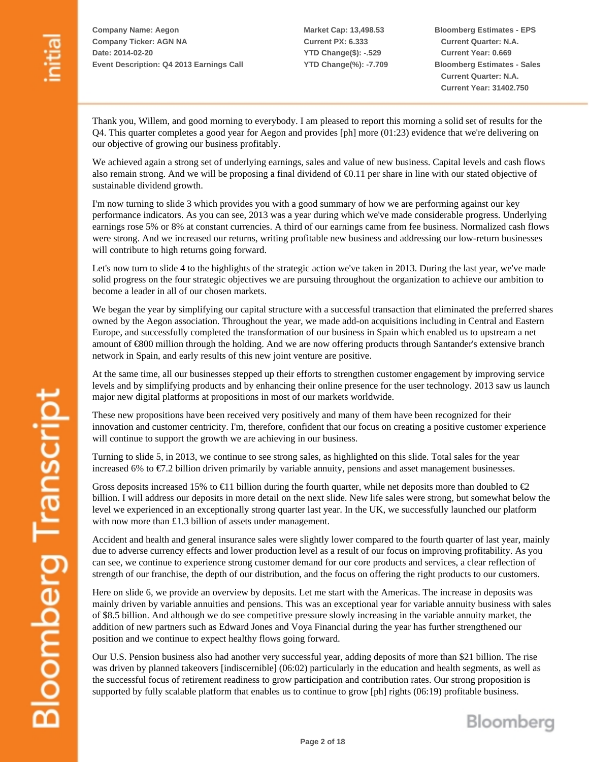Company Name: Aegon
Company Ticker: AGN NA
Date: 2014-02-20
Event Description: Q4 2013 Earnings Call

Market Cap: 13,498.53
Current PX: 6.333
YTD Change($): -.529
YTD Change(%): -7.709

Bloomberg Estimates - EPS
Current Quarter: N.A.
Current Year: 0.669
Bloomberg Estimates - Sales
Current Quarter: N.A.
Current Year: 31402.750

Thank you, Willem, and good morning to everybody. I am pleased to report this morning a solid set of results for the Q4. This quarter completes a good year for Aegon and provides [ph] more (01:23) evidence that we're delivering on our objective of growing our business profitably.

We achieved again a strong set of underlying earnings, sales and value of new business. Capital levels and cash flows also remain strong. And we will be proposing a final dividend of €0.11 per share in line with our stated objective of sustainable dividend growth.

I'm now turning to slide 3 which provides you with a good summary of how we are performing against our key performance indicators. As you can see, 2013 was a year during which we've made considerable progress. Underlying earnings rose 5% or 8% at constant currencies. A third of our earnings came from fee business. Normalized cash flows were strong. And we increased our returns, writing profitable new business and addressing our low-return businesses will contribute to high returns going forward.

Let's now turn to slide 4 to the highlights of the strategic action we've taken in 2013. During the last year, we've made solid progress on the four strategic objectives we are pursuing throughout the organization to achieve our ambition to become a leader in all of our chosen markets.

We began the year by simplifying our capital structure with a successful transaction that eliminated the preferred shares owned by the Aegon association. Throughout the year, we made add-on acquisitions including in Central and Eastern Europe, and successfully completed the transformation of our business in Spain which enabled us to upstream a net amount of €800 million through the holding. And we are now offering products through Santander's extensive branch network in Spain, and early results of this new joint venture are positive.

At the same time, all our businesses stepped up their efforts to strengthen customer engagement by improving service levels and by simplifying products and by enhancing their online presence for the user technology. 2013 saw us launch major new digital platforms at propositions in most of our markets worldwide.

These new propositions have been received very positively and many of them have been recognized for their innovation and customer centricity. I'm, therefore, confident that our focus on creating a positive customer experience will continue to support the growth we are achieving in our business.

Turning to slide 5, in 2013, we continue to see strong sales, as highlighted on this slide. Total sales for the year increased 6% to €7.2 billion driven primarily by variable annuity, pensions and asset management businesses.

Gross deposits increased 15% to €11 billion during the fourth quarter, while net deposits more than doubled to €2 billion. I will address our deposits in more detail on the next slide. New life sales were strong, but somewhat below the level we experienced in an exceptionally strong quarter last year. In the UK, we successfully launched our platform with now more than £1.3 billion of assets under management.

Accident and health and general insurance sales were slightly lower compared to the fourth quarter of last year, mainly due to adverse currency effects and lower production level as a result of our focus on improving profitability. As you can see, we continue to experience strong customer demand for our core products and services, a clear reflection of strength of our franchise, the depth of our distribution, and the focus on offering the right products to our customers.

Here on slide 6, we provide an overview by deposits. Let me start with the Americas. The increase in deposits was mainly driven by variable annuities and pensions. This was an exceptional year for variable annuity business with sales of $8.5 billion. And although we do see competitive pressure slowly increasing in the variable annuity market, the addition of new partners such as Edward Jones and Voya Financial during the year has further strengthened our position and we continue to expect healthy flows going forward.

Our U.S. Pension business also had another very successful year, adding deposits of more than $21 billion. The rise was driven by planned takeovers [indiscernible] (06:02) particularly in the education and health segments, as well as the successful focus of retirement readiness to grow participation and contribution rates. Our strong proposition is supported by fully scalable platform that enables us to continue to grow [ph] rights (06:19) profitable business.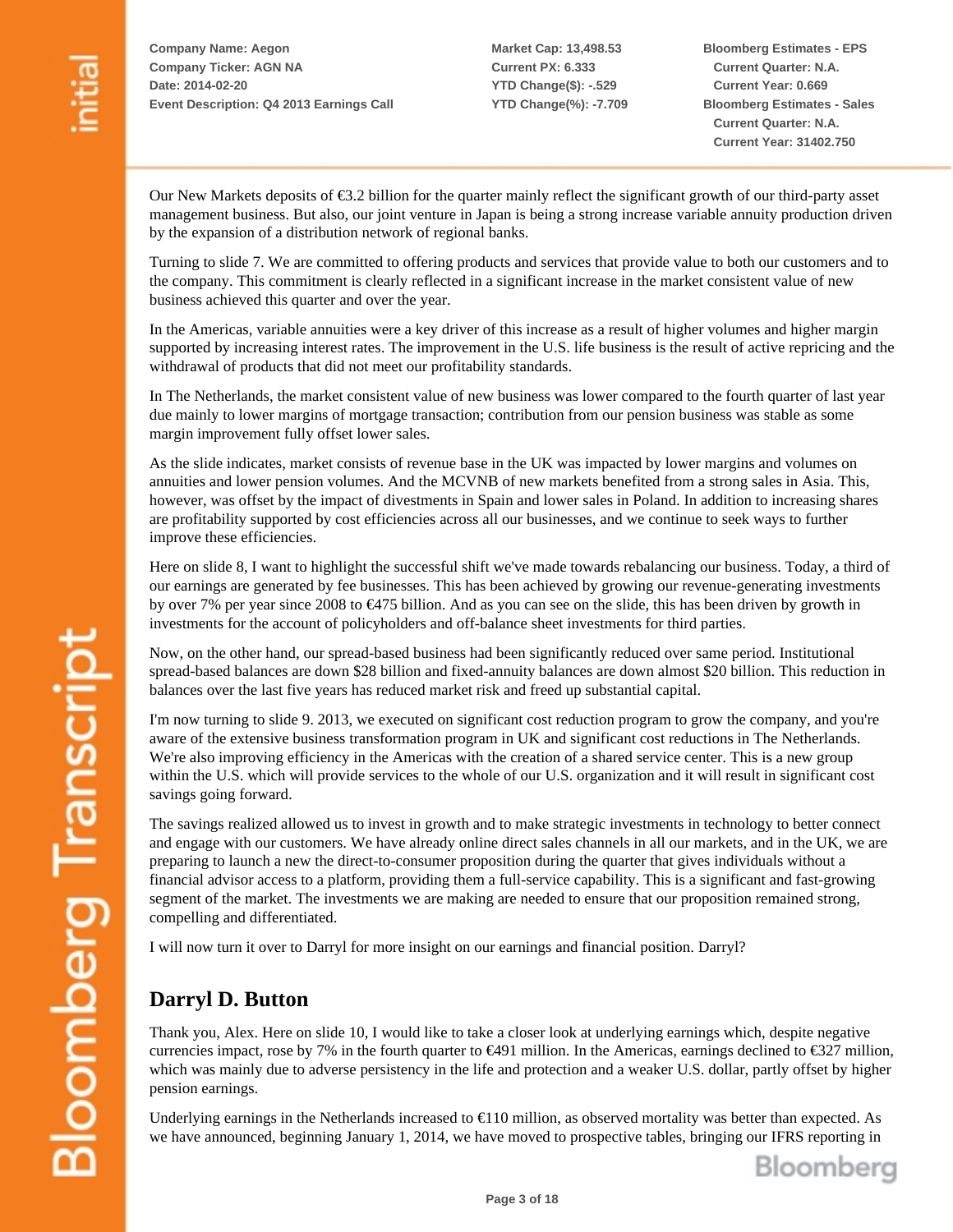Our New Markets deposits of €3.2 billion for the quarter mainly reflect the significant growth of our third-party asset management business. But also, our joint venture in Japan is being a strong increase variable annuity production driven by the expansion of a distribution network of regional banks.

Turning to slide 7. We are committed to offering products and services that provide value to both our customers and to the company. This commitment is clearly reflected in a significant increase in the market consistent value of new business achieved this quarter and over the year.

In the Americas, variable annuities were a key driver of this increase as a result of higher volumes and higher margin supported by increasing interest rates. The improvement in the U.S. life business is the result of active repricing and the withdrawal of products that did not meet our profitability standards.

In The Netherlands, the market consistent value of new business was lower compared to the fourth quarter of last year due mainly to lower margins of mortgage transaction; contribution from our pension business was stable as some margin improvement fully offset lower sales.

As the slide indicates, market consists of revenue base in the UK was impacted by lower margins and volumes on annuities and lower pension volumes. And the MCVNB of new markets benefited from a strong sales in Asia. This, however, was offset by the impact of divestments in Spain and lower sales in Poland. In addition to increasing shares are profitability supported by cost efficiencies across all our businesses, and we continue to seek ways to further improve these efficiencies.

Here on slide 8, I want to highlight the successful shift we've made towards rebalancing our business. Today, a third of our earnings are generated by fee businesses. This has been achieved by growing our revenue-generating investments by over 7% per year since 2008 to €475 billion. And as you can see on the slide, this has been driven by growth in investments for the account of policyholders and off-balance sheet investments for third parties.

Now, on the other hand, our spread-based business had been significantly reduced over same period. Institutional spread-based balances are down $28 billion and fixed-annuity balances are down almost $20 billion. This reduction in balances over the last five years has reduced market risk and freed up substantial capital.

I'm now turning to slide 9. 2013, we executed on significant cost reduction program to grow the company, and you're aware of the extensive business transformation program in UK and significant cost reductions in The Netherlands. We're also improving efficiency in the Americas with the creation of a shared service center. This is a new group within the U.S. which will provide services to the whole of our U.S. organization and it will result in significant cost savings going forward.

The savings realized allowed us to invest in growth and to make strategic investments in technology to better connect and engage with our customers. We have already online direct sales channels in all our markets, and in the UK, we are preparing to launch a new the direct-to-consumer proposition during the quarter that gives individuals without a financial advisor access to a platform, providing them a full-service capability. This is a significant and fast-growing segment of the market. The investments we are making are needed to ensure that our proposition remained strong, compelling and differentiated.

I will now turn it over to Darryl for more insight on our earnings and financial position. Darryl?

## Darryl D. Button

Thank you, Alex. Here on slide 10, I would like to take a closer look at underlying earnings which, despite negative currencies impact, rose by 7% in the fourth quarter to €491 million. In the Americas, earnings declined to €327 million, which was mainly due to adverse persistency in the life and protection and a weaker U.S. dollar, partly offset by higher pension earnings.

Underlying earnings in the Netherlands increased to €110 million, as observed mortality was better than expected. As we have announced, beginning January 1, 2014, we have moved to prospective tables, bringing our IFRS reporting in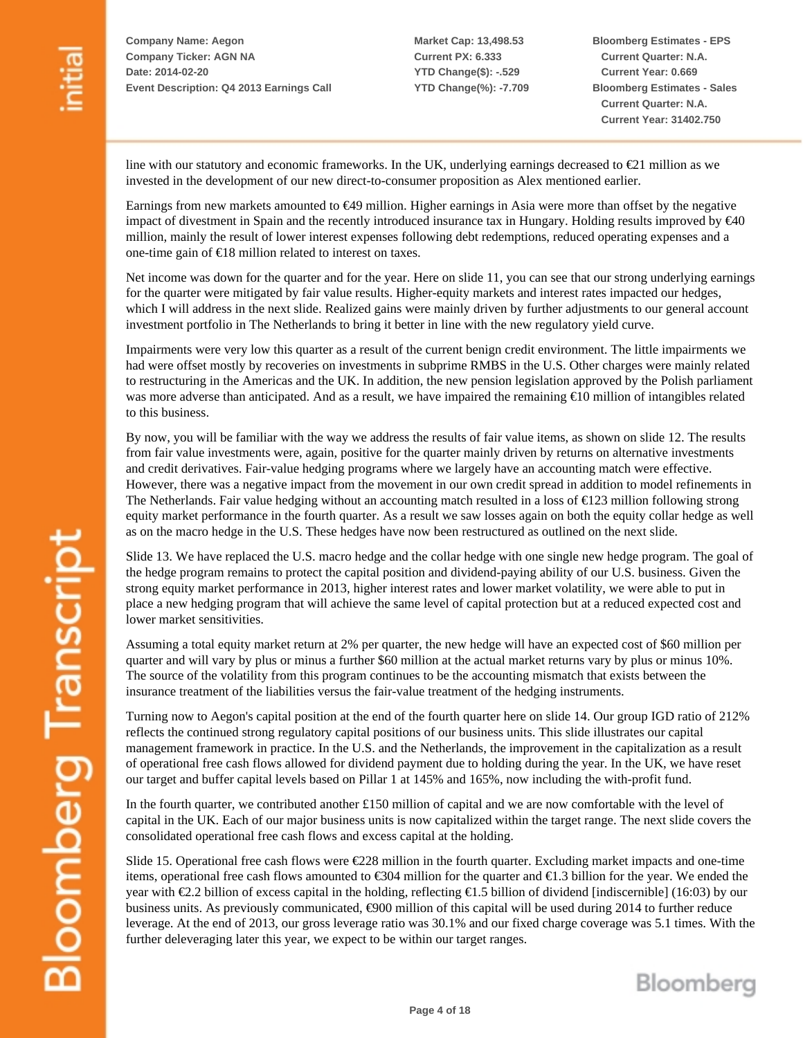line with our statutory and economic frameworks. In the UK, underlying earnings decreased to €21 million as we invested in the development of our new direct-to-consumer proposition as Alex mentioned earlier.

Earnings from new markets amounted to €49 million. Higher earnings in Asia were more than offset by the negative impact of divestment in Spain and the recently introduced insurance tax in Hungary. Holding results improved by €40 million, mainly the result of lower interest expenses following debt redemptions, reduced operating expenses and a one-time gain of €18 million related to interest on taxes.

Net income was down for the quarter and for the year. Here on slide 11, you can see that our strong underlying earnings for the quarter were mitigated by fair value results. Higher-equity markets and interest rates impacted our hedges, which I will address in the next slide. Realized gains were mainly driven by further adjustments to our general account investment portfolio in The Netherlands to bring it better in line with the new regulatory yield curve.

Impairments were very low this quarter as a result of the current benign credit environment. The little impairments we had were offset mostly by recoveries on investments in subprime RMBS in the U.S. Other charges were mainly related to restructuring in the Americas and the UK. In addition, the new pension legislation approved by the Polish parliament was more adverse than anticipated. And as a result, we have impaired the remaining €10 million of intangibles related to this business.

By now, you will be familiar with the way we address the results of fair value items, as shown on slide 12. The results from fair value investments were, again, positive for the quarter mainly driven by returns on alternative investments and credit derivatives. Fair-value hedging programs where we largely have an accounting match were effective. However, there was a negative impact from the movement in our own credit spread in addition to model refinements in The Netherlands. Fair value hedging without an accounting match resulted in a loss of €123 million following strong equity market performance in the fourth quarter. As a result we saw losses again on both the equity collar hedge as well as on the macro hedge in the U.S. These hedges have now been restructured as outlined on the next slide.

Slide 13. We have replaced the U.S. macro hedge and the collar hedge with one single new hedge program. The goal of the hedge program remains to protect the capital position and dividend-paying ability of our U.S. business. Given the strong equity market performance in 2013, higher interest rates and lower market volatility, we were able to put in place a new hedging program that will achieve the same level of capital protection but at a reduced expected cost and lower market sensitivities.

Assuming a total equity market return at 2% per quarter, the new hedge will have an expected cost of $60 million per quarter and will vary by plus or minus a further $60 million at the actual market returns vary by plus or minus 10%. The source of the volatility from this program continues to be the accounting mismatch that exists between the insurance treatment of the liabilities versus the fair-value treatment of the hedging instruments.

Turning now to Aegon's capital position at the end of the fourth quarter here on slide 14. Our group IGD ratio of 212% reflects the continued strong regulatory capital positions of our business units. This slide illustrates our capital management framework in practice. In the U.S. and the Netherlands, the improvement in the capitalization as a result of operational free cash flows allowed for dividend payment due to holding during the year. In the UK, we have reset our target and buffer capital levels based on Pillar 1 at 145% and 165%, now including the with-profit fund.

In the fourth quarter, we contributed another £150 million of capital and we are now comfortable with the level of capital in the UK. Each of our major business units is now capitalized within the target range. The next slide covers the consolidated operational free cash flows and excess capital at the holding.

Slide 15. Operational free cash flows were €228 million in the fourth quarter. Excluding market impacts and one-time items, operational free cash flows amounted to €304 million for the quarter and €1.3 billion for the year. We ended the year with €2.2 billion of excess capital in the holding, reflecting €1.5 billion of dividend [indiscernible] (16:03) by our business units. As previously communicated, €900 million of this capital will be used during 2014 to further reduce leverage. At the end of 2013, our gross leverage ratio was 30.1% and our fixed charge coverage was 5.1 times. With the further deleveraging later this year, we expect to be within our target ranges.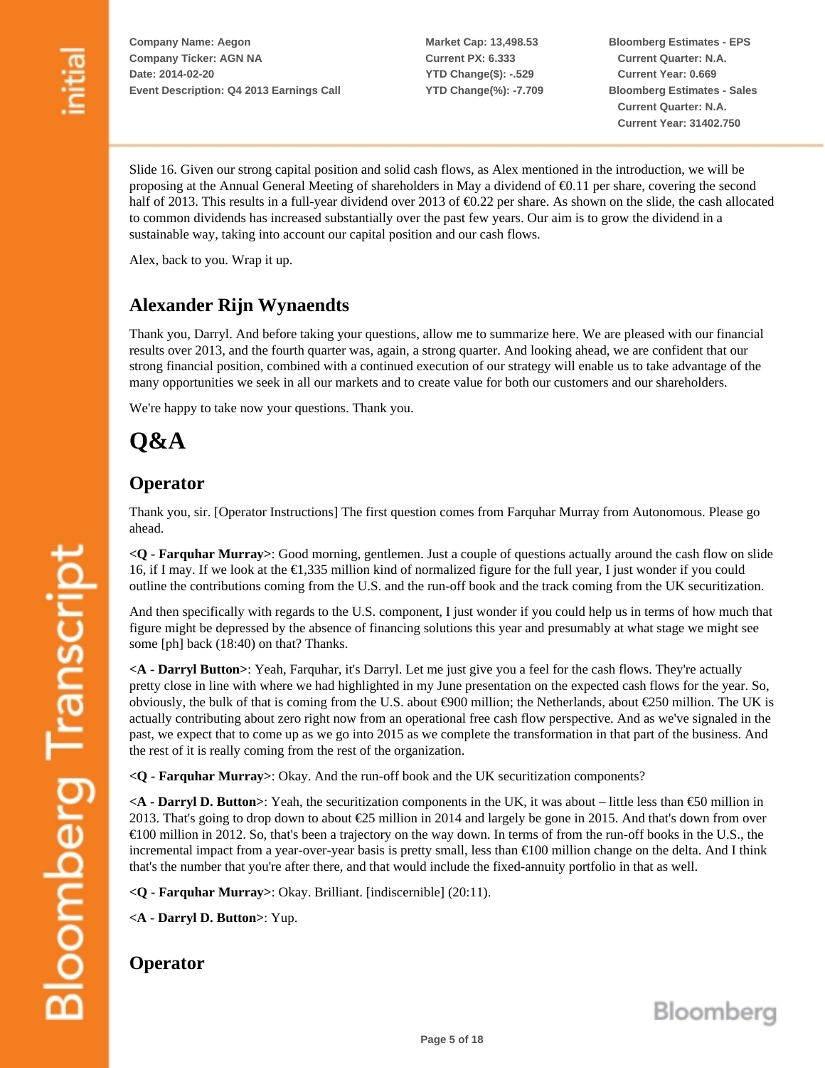Slide 16. Given our strong capital position and solid cash flows, as Alex mentioned in the introduction, we will be proposing at the Annual General Meeting of shareholders in May a dividend of €0.11 per share, covering the second half of 2013. This results in a full-year dividend over 2013 of €0.22 per share. As shown on the slide, the cash allocated to common dividends has increased substantially over the past few years. Our aim is to grow the dividend in a sustainable way, taking into account our capital position and our cash flows.

Alex, back to you. Wrap it up.

## Alexander Rijn Wynaendts

Thank you, Darryl. And before taking your questions, allow me to summarize here. We are pleased with our financial results over 2013, and the fourth quarter was, again, a strong quarter. And looking ahead, we are confident that our strong financial position, combined with a continued execution of our strategy will enable us to take advantage of the many opportunities we seek in all our markets and to create value for both our customers and our shareholders.

We're happy to take now your questions. Thank you.

# Q&A

## Operator

Thank you, sir. [Operator Instructions] The first question comes from Farquhar Murray from Autonomous. Please go ahead.

**<Q - Farquhar Murray>**: Good morning, gentlemen. Just a couple of questions actually around the cash flow on slide 16, if I may. If we look at the €1,335 million kind of normalized figure for the full year, I just wonder if you could outline the contributions coming from the U.S. and the run-off book and the track coming from the UK securitization.

And then specifically with regards to the U.S. component, I just wonder if you could help us in terms of how much that figure might be depressed by the absence of financing solutions this year and presumably at what stage we might see some [ph] back (18:40) on that? Thanks.

**<A - Darryl Button>**: Yeah, Farquhar, it's Darryl. Let me just give you a feel for the cash flows. They're actually pretty close in line with where we had highlighted in my June presentation on the expected cash flows for the year. So, obviously, the bulk of that is coming from the U.S. about €900 million; the Netherlands, about €250 million. The UK is actually contributing about zero right now from an operational free cash flow perspective. And as we've signaled in the past, we expect that to come up as we go into 2015 as we complete the transformation in that part of the business. And the rest of it is really coming from the rest of the organization.

**<Q - Farquhar Murray>**: Okay. And the run-off book and the UK securitization components?

**<A - Darryl D. Button>**: Yeah, the securitization components in the UK, it was about – little less than €50 million in 2013. That's going to drop down to about €25 million in 2014 and largely be gone in 2015. And that's down from over €100 million in 2012. So, that's been a trajectory on the way down. In terms of from the run-off books in the U.S., the incremental impact from a year-over-year basis is pretty small, less than €100 million change on the delta. And I think that's the number that you're after there, and that would include the fixed-annuity portfolio in that as well.

**<Q - Farquhar Murray>**: Okay. Brilliant. [indiscernible] (20:11).

**<A - Darryl D. Button>**: Yup.

## Operator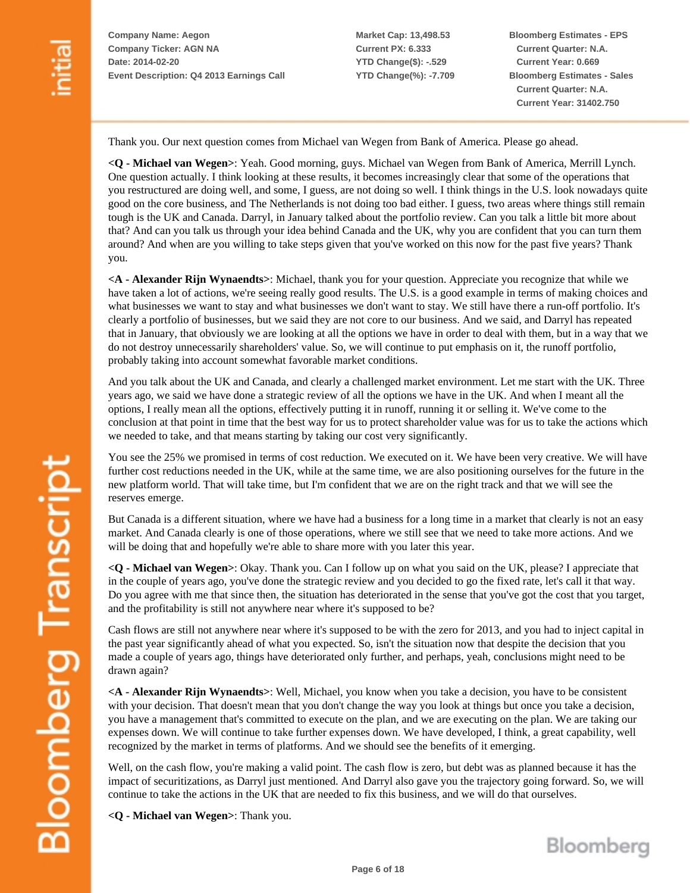Thank you. Our next question comes from Michael van Wegen from Bank of America. Please go ahead.

**<Q - Michael van Wegen>**: Yeah. Good morning, guys. Michael van Wegen from Bank of America, Merrill Lynch. One question actually. I think looking at these results, it becomes increasingly clear that some of the operations that you restructured are doing well, and some, I guess, are not doing so well. I think things in the U.S. look nowadays quite good on the core business, and The Netherlands is not doing too bad either. I guess, two areas where things still remain tough is the UK and Canada. Darryl, in January talked about the portfolio review. Can you talk a little bit more about that? And can you talk us through your idea behind Canada and the UK, why you are confident that you can turn them around? And when are you willing to take steps given that you've worked on this now for the past five years? Thank you.

**<A - Alexander Rijn Wynaendts>**: Michael, thank you for your question. Appreciate you recognize that while we have taken a lot of actions, we're seeing really good results. The U.S. is a good example in terms of making choices and what businesses we want to stay and what businesses we don't want to stay. We still have there a run-off portfolio. It's clearly a portfolio of businesses, but we said they are not core to our business. And we said, and Darryl has repeated that in January, that obviously we are looking at all the options we have in order to deal with them, but in a way that we do not destroy unnecessarily shareholders' value. So, we will continue to put emphasis on it, the runoff portfolio, probably taking into account somewhat favorable market conditions.

And you talk about the UK and Canada, and clearly a challenged market environment. Let me start with the UK. Three years ago, we said we have done a strategic review of all the options we have in the UK. And when I meant all the options, I really mean all the options, effectively putting it in runoff, running it or selling it. We've come to the conclusion at that point in time that the best way for us to protect shareholder value was for us to take the actions which we needed to take, and that means starting by taking our cost very significantly.

You see the 25% we promised in terms of cost reduction. We executed on it. We have been very creative. We will have further cost reductions needed in the UK, while at the same time, we are also positioning ourselves for the future in the new platform world. That will take time, but I'm confident that we are on the right track and that we will see the reserves emerge.

But Canada is a different situation, where we have had a business for a long time in a market that clearly is not an easy market. And Canada clearly is one of those operations, where we still see that we need to take more actions. And we will be doing that and hopefully we're able to share more with you later this year.

**<Q - Michael van Wegen>**: Okay. Thank you. Can I follow up on what you said on the UK, please? I appreciate that in the couple of years ago, you've done the strategic review and you decided to go the fixed rate, let's call it that way. Do you agree with me that since then, the situation has deteriorated in the sense that you've got the cost that you target, and the profitability is still not anywhere near where it's supposed to be?

Cash flows are still not anywhere near where it's supposed to be with the zero for 2013, and you had to inject capital in the past year significantly ahead of what you expected. So, isn't the situation now that despite the decision that you made a couple of years ago, things have deteriorated only further, and perhaps, yeah, conclusions might need to be drawn again?

**<A - Alexander Rijn Wynaendts>**: Well, Michael, you know when you take a decision, you have to be consistent with your decision. That doesn't mean that you don't change the way you look at things but once you take a decision, you have a management that's committed to execute on the plan, and we are executing on the plan. We are taking our expenses down. We will continue to take further expenses down. We have developed, I think, a great capability, well recognized by the market in terms of platforms. And we should see the benefits of it emerging.

Well, on the cash flow, you're making a valid point. The cash flow is zero, but debt was as planned because it has the impact of securitizations, as Darryl just mentioned. And Darryl also gave you the trajectory going forward. So, we will continue to take the actions in the UK that are needed to fix this business, and we will do that ourselves.

**<Q - Michael van Wegen>**: Thank you.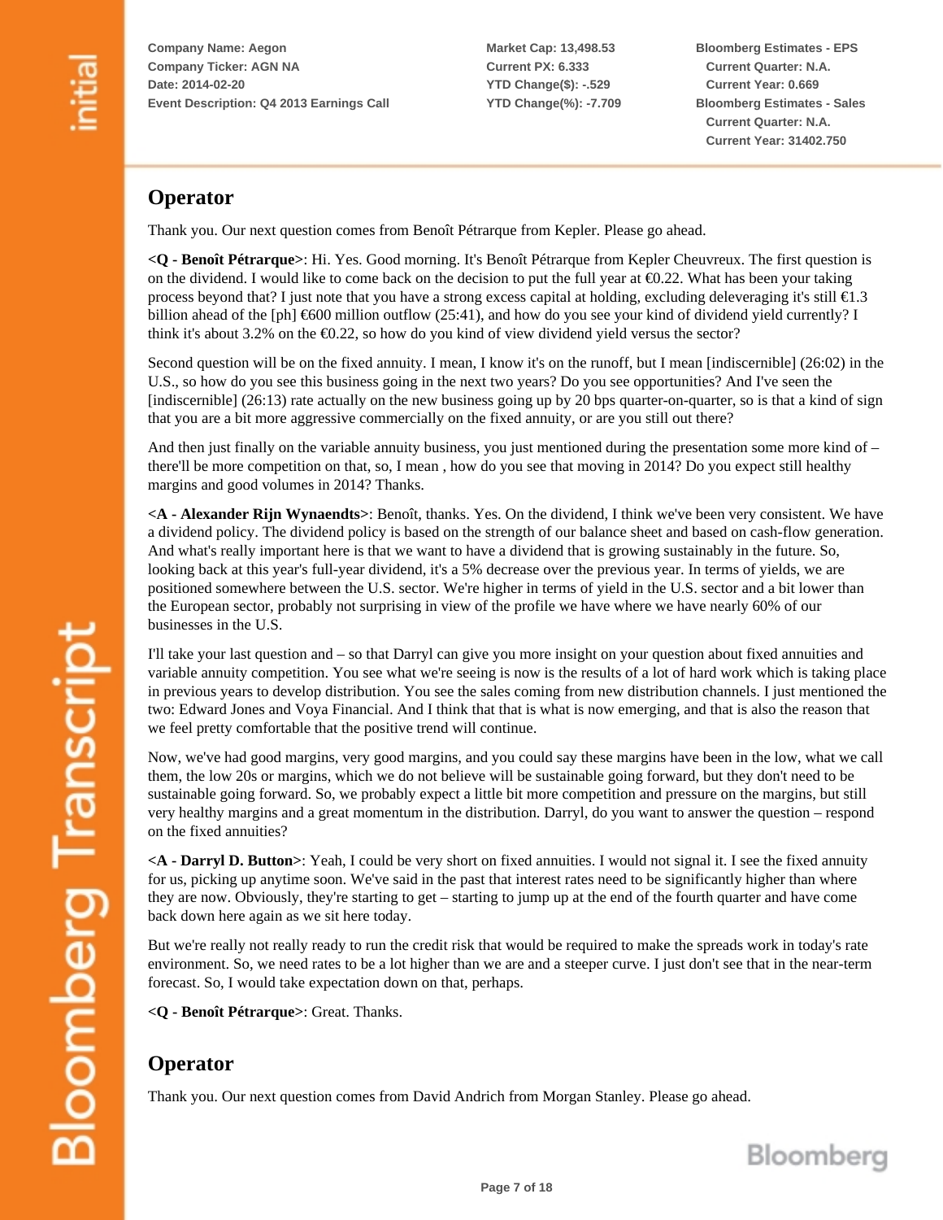Company Name: Aegon
Company Ticker: AGN NA
Date: 2014-02-20
Event Description: Q4 2013 Earnings Call

Market Cap: 13,498.53
Current PX: 6.333
YTD Change($): -.529
YTD Change(%): -7.709

Bloomberg Estimates - EPS
Current Quarter: N.A.
Current Year: 0.669
Bloomberg Estimates - Sales
Current Quarter: N.A.
Current Year: 31402.750

## Operator

Thank you. Our next question comes from Benoît Pétrarque from Kepler. Please go ahead.

**<Q - Benoît Pétrarque>**: Hi. Yes. Good morning. It's Benoît Pétrarque from Kepler Cheuvreux. The first question is on the dividend. I would like to come back on the decision to put the full year at €0.22. What has been your taking process beyond that? I just note that you have a strong excess capital at holding, excluding deleveraging it's still €1.3 billion ahead of the [ph] €600 million outflow (25:41), and how do you see your kind of dividend yield currently? I think it's about 3.2% on the €0.22, so how do you kind of view dividend yield versus the sector?

Second question will be on the fixed annuity. I mean, I know it's on the runoff, but I mean [indiscernible] (26:02) in the U.S., so how do you see this business going in the next two years? Do you see opportunities? And I've seen the [indiscernible] (26:13) rate actually on the new business going up by 20 bps quarter-on-quarter, so is that a kind of sign that you are a bit more aggressive commercially on the fixed annuity, or are you still out there?

And then just finally on the variable annuity business, you just mentioned during the presentation some more kind of – there'll be more competition on that, so, I mean , how do you see that moving in 2014? Do you expect still healthy margins and good volumes in 2014? Thanks.

**<A - Alexander Rijn Wynaendts>**: Benoît, thanks. Yes. On the dividend, I think we've been very consistent. We have a dividend policy. The dividend policy is based on the strength of our balance sheet and based on cash-flow generation. And what's really important here is that we want to have a dividend that is growing sustainably in the future. So, looking back at this year's full-year dividend, it's a 5% decrease over the previous year. In terms of yields, we are positioned somewhere between the U.S. sector. We're higher in terms of yield in the U.S. sector and a bit lower than the European sector, probably not surprising in view of the profile we have where we have nearly 60% of our businesses in the U.S.

I'll take your last question and – so that Darryl can give you more insight on your question about fixed annuities and variable annuity competition. You see what we're seeing is now is the results of a lot of hard work which is taking place in previous years to develop distribution. You see the sales coming from new distribution channels. I just mentioned the two: Edward Jones and Voya Financial. And I think that that is what is now emerging, and that is also the reason that we feel pretty comfortable that the positive trend will continue.

Now, we've had good margins, very good margins, and you could say these margins have been in the low, what we call them, the low 20s or margins, which we do not believe will be sustainable going forward, but they don't need to be sustainable going forward. So, we probably expect a little bit more competition and pressure on the margins, but still very healthy margins and a great momentum in the distribution. Darryl, do you want to answer the question – respond on the fixed annuities?

**<A - Darryl D. Button>**: Yeah, I could be very short on fixed annuities. I would not signal it. I see the fixed annuity for us, picking up anytime soon. We've said in the past that interest rates need to be significantly higher than where they are now. Obviously, they're starting to get – starting to jump up at the end of the fourth quarter and have come back down here again as we sit here today.

But we're really not really ready to run the credit risk that would be required to make the spreads work in today's rate environment. So, we need rates to be a lot higher than we are and a steeper curve. I just don't see that in the near-term forecast. So, I would take expectation down on that, perhaps.

**<Q - Benoît Pétrarque>**: Great. Thanks.

## Operator

Thank you. Our next question comes from David Andrich from Morgan Stanley. Please go ahead.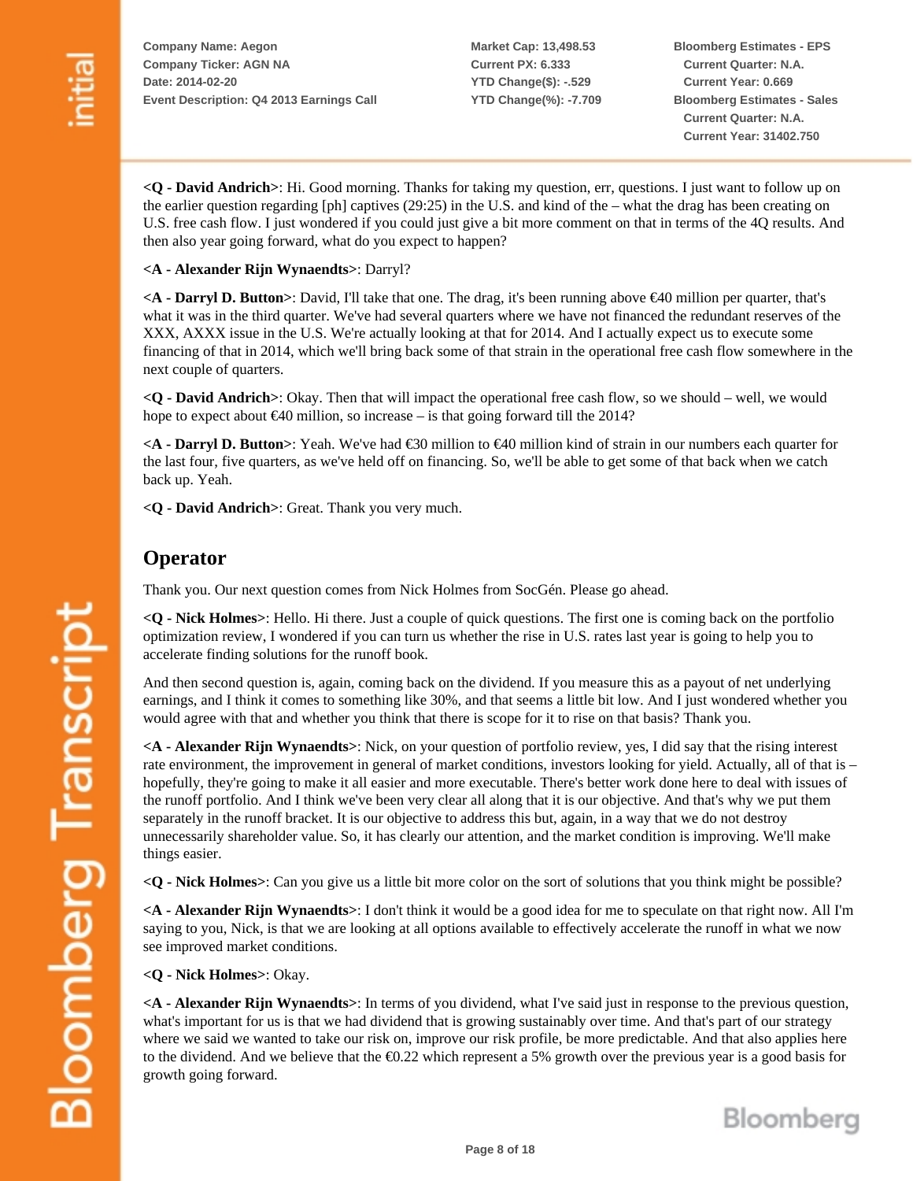**<Q - David Andrich>**: Hi. Good morning. Thanks for taking my question, err, questions. I just want to follow up on the earlier question regarding [ph] captives (29:25) in the U.S. and kind of the – what the drag has been creating on U.S. free cash flow. I just wondered if you could just give a bit more comment on that in terms of the 4Q results. And then also year going forward, what do you expect to happen?

**<A - Alexander Rijn Wynaendts>**: Darryl?

**<A - Darryl D. Button>**: David, I'll take that one. The drag, it's been running above €40 million per quarter, that's what it was in the third quarter. We've had several quarters where we have not financed the redundant reserves of the XXX, AXXX issue in the U.S. We're actually looking at that for 2014. And I actually expect us to execute some financing of that in 2014, which we'll bring back some of that strain in the operational free cash flow somewhere in the next couple of quarters.

**<Q - David Andrich>**: Okay. Then that will impact the operational free cash flow, so we should – well, we would hope to expect about €40 million, so increase – is that going forward till the 2014?

**<A - Darryl D. Button>**: Yeah. We've had €30 million to €40 million kind of strain in our numbers each quarter for the last four, five quarters, as we've held off on financing. So, we'll be able to get some of that back when we catch back up. Yeah.

**<Q - David Andrich>**: Great. Thank you very much.

## Operator

Thank you. Our next question comes from Nick Holmes from SocGén. Please go ahead.

**<Q - Nick Holmes>**: Hello. Hi there. Just a couple of quick questions. The first one is coming back on the portfolio optimization review, I wondered if you can turn us whether the rise in U.S. rates last year is going to help you to accelerate finding solutions for the runoff book.

And then second question is, again, coming back on the dividend. If you measure this as a payout of net underlying earnings, and I think it comes to something like 30%, and that seems a little bit low. And I just wondered whether you would agree with that and whether you think that there is scope for it to rise on that basis? Thank you.

**<A - Alexander Rijn Wynaendts>**: Nick, on your question of portfolio review, yes, I did say that the rising interest rate environment, the improvement in general of market conditions, investors looking for yield. Actually, all of that is – hopefully, they're going to make it all easier and more executable. There's better work done here to deal with issues of the runoff portfolio. And I think we've been very clear all along that it is our objective. And that's why we put them separately in the runoff bracket. It is our objective to address this but, again, in a way that we do not destroy unnecessarily shareholder value. So, it has clearly our attention, and the market condition is improving. We'll make things easier.

**<Q - Nick Holmes>**: Can you give us a little bit more color on the sort of solutions that you think might be possible?

**<A - Alexander Rijn Wynaendts>**: I don't think it would be a good idea for me to speculate on that right now. All I'm saying to you, Nick, is that we are looking at all options available to effectively accelerate the runoff in what we now see improved market conditions.

**<Q - Nick Holmes>**: Okay.

**<A - Alexander Rijn Wynaendts>**: In terms of you dividend, what I've said just in response to the previous question, what's important for us is that we had dividend that is growing sustainably over time. And that's part of our strategy where we said we wanted to take our risk on, improve our risk profile, be more predictable. And that also applies here to the dividend. And we believe that the €0.22 which represent a 5% growth over the previous year is a good basis for growth going forward.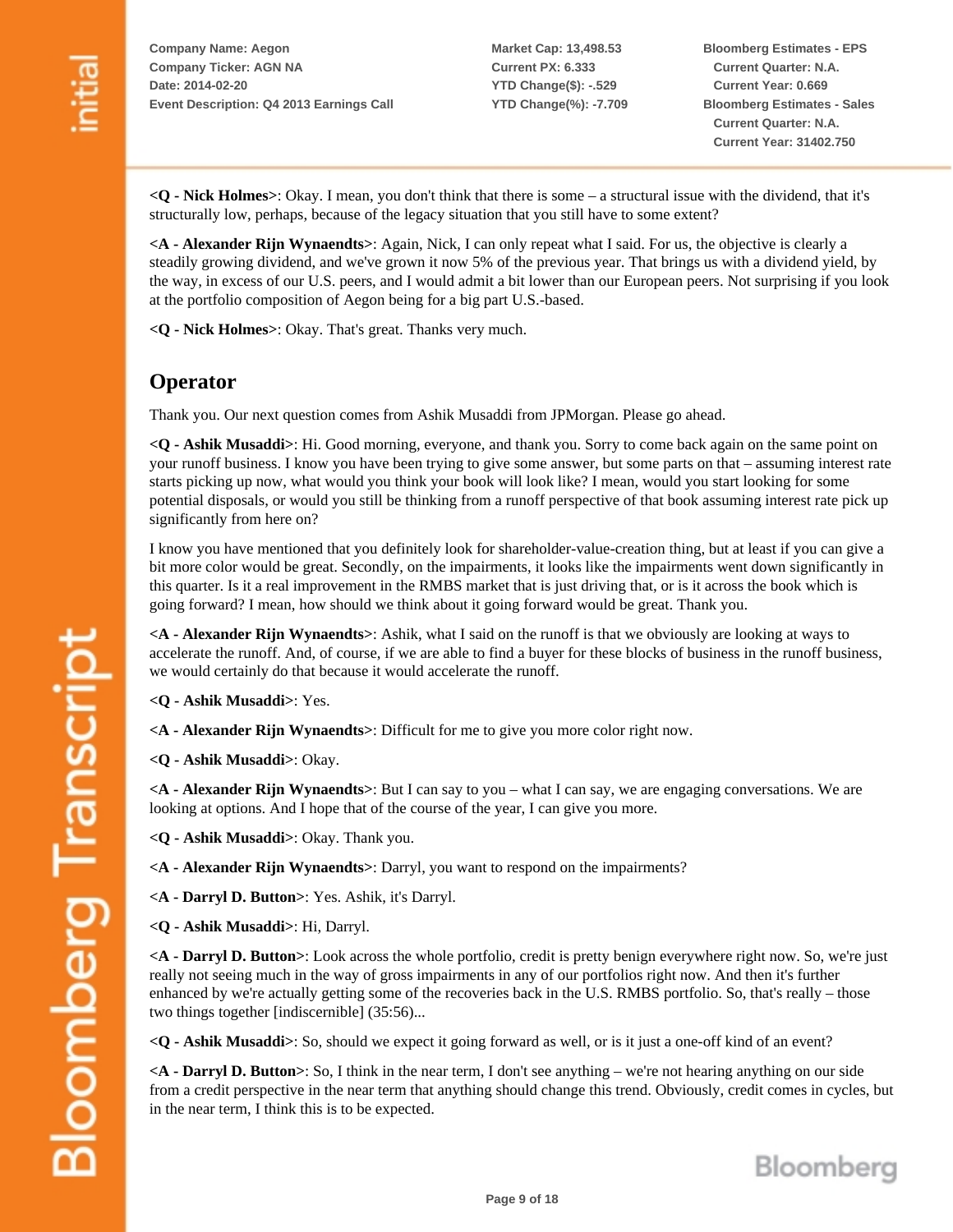**<Q - Nick Holmes>**: Okay. I mean, you don't think that there is some – a structural issue with the dividend, that it's structurally low, perhaps, because of the legacy situation that you still have to some extent?

**<A - Alexander Rijn Wynaendts>**: Again, Nick, I can only repeat what I said. For us, the objective is clearly a steadily growing dividend, and we've grown it now 5% of the previous year. That brings us with a dividend yield, by the way, in excess of our U.S. peers, and I would admit a bit lower than our European peers. Not surprising if you look at the portfolio composition of Aegon being for a big part U.S.-based.

**<Q - Nick Holmes>**: Okay. That's great. Thanks very much.

## Operator

Thank you. Our next question comes from Ashik Musaddi from JPMorgan. Please go ahead.

**<Q - Ashik Musaddi>**: Hi. Good morning, everyone, and thank you. Sorry to come back again on the same point on your runoff business. I know you have been trying to give some answer, but some parts on that – assuming interest rate starts picking up now, what would you think your book will look like? I mean, would you start looking for some potential disposals, or would you still be thinking from a runoff perspective of that book assuming interest rate pick up significantly from here on?

I know you have mentioned that you definitely look for shareholder-value-creation thing, but at least if you can give a bit more color would be great. Secondly, on the impairments, it looks like the impairments went down significantly in this quarter. Is it a real improvement in the RMBS market that is just driving that, or is it across the book which is going forward? I mean, how should we think about it going forward would be great. Thank you.

**<A - Alexander Rijn Wynaendts>**: Ashik, what I said on the runoff is that we obviously are looking at ways to accelerate the runoff. And, of course, if we are able to find a buyer for these blocks of business in the runoff business, we would certainly do that because it would accelerate the runoff.

**<Q - Ashik Musaddi>**: Yes.

**<A - Alexander Rijn Wynaendts>**: Difficult for me to give you more color right now.

**<Q - Ashik Musaddi>**: Okay.

**<A - Alexander Rijn Wynaendts>**: But I can say to you – what I can say, we are engaging conversations. We are looking at options. And I hope that of the course of the year, I can give you more.

**<Q - Ashik Musaddi>**: Okay. Thank you.

**<A - Alexander Rijn Wynaendts>**: Darryl, you want to respond on the impairments?

**<A - Darryl D. Button>**: Yes. Ashik, it's Darryl.

**<Q - Ashik Musaddi>**: Hi, Darryl.

**<A - Darryl D. Button>**: Look across the whole portfolio, credit is pretty benign everywhere right now. So, we're just really not seeing much in the way of gross impairments in any of our portfolios right now. And then it's further enhanced by we're actually getting some of the recoveries back in the U.S. RMBS portfolio. So, that's really – those two things together [indiscernible] (35:56)...

**<Q - Ashik Musaddi>**: So, should we expect it going forward as well, or is it just a one-off kind of an event?

**<A - Darryl D. Button>**: So, I think in the near term, I don't see anything – we're not hearing anything on our side from a credit perspective in the near term that anything should change this trend. Obviously, credit comes in cycles, but in the near term, I think this is to be expected.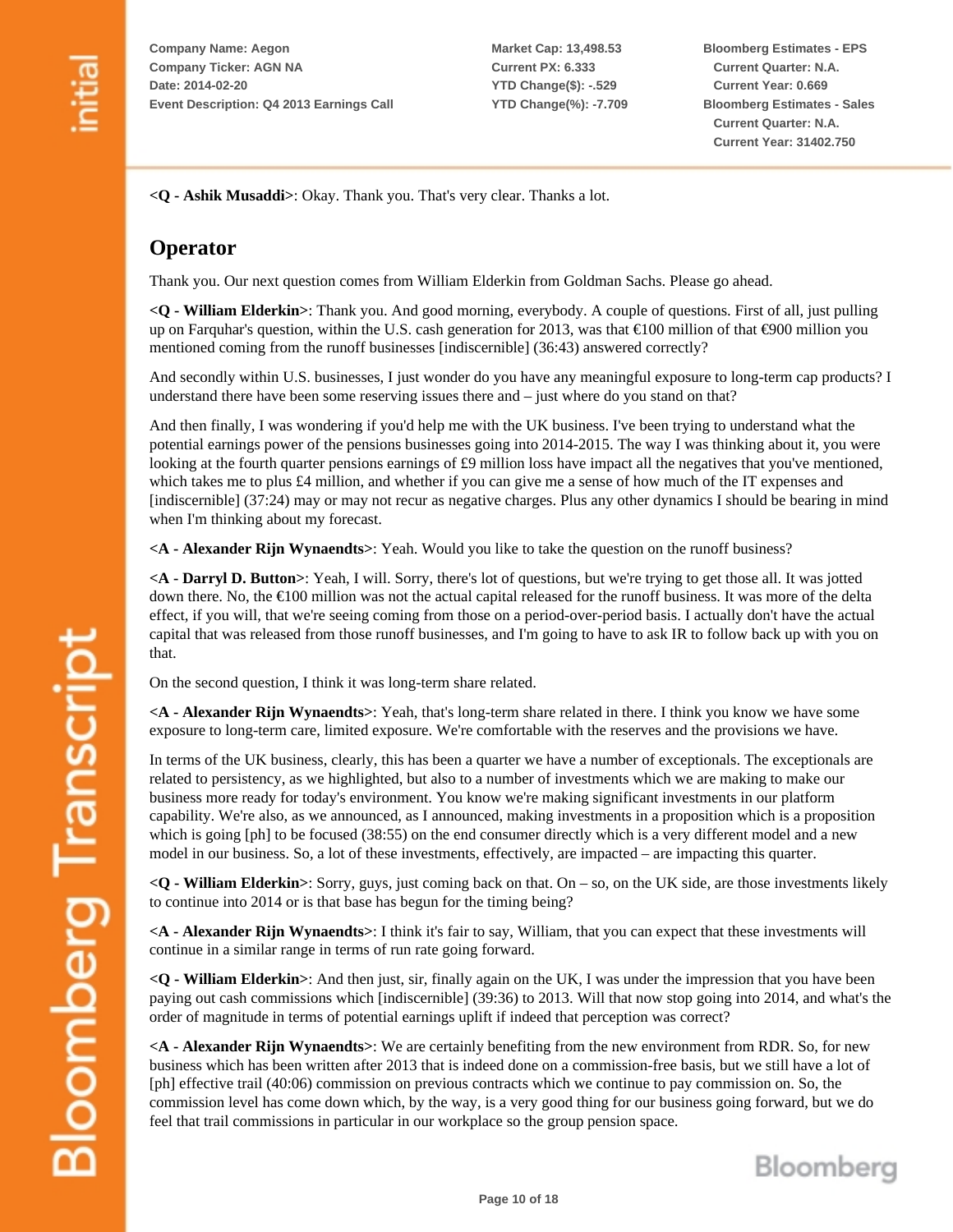**<Q - Ashik Musaddi>**: Okay. Thank you. That's very clear. Thanks a lot.

## Operator

Thank you. Our next question comes from William Elderkin from Goldman Sachs. Please go ahead.

**<Q - William Elderkin>**: Thank you. And good morning, everybody. A couple of questions. First of all, just pulling up on Farquhar's question, within the U.S. cash generation for 2013, was that €100 million of that €900 million you mentioned coming from the runoff businesses [indiscernible] (36:43) answered correctly?

And secondly within U.S. businesses, I just wonder do you have any meaningful exposure to long-term cap products? I understand there have been some reserving issues there and – just where do you stand on that?

And then finally, I was wondering if you'd help me with the UK business. I've been trying to understand what the potential earnings power of the pensions businesses going into 2014-2015. The way I was thinking about it, you were looking at the fourth quarter pensions earnings of £9 million loss have impact all the negatives that you've mentioned, which takes me to plus £4 million, and whether if you can give me a sense of how much of the IT expenses and [indiscernible] (37:24) may or may not recur as negative charges. Plus any other dynamics I should be bearing in mind when I'm thinking about my forecast.

**<A - Alexander Rijn Wynaendts>**: Yeah. Would you like to take the question on the runoff business?

**<A - Darryl D. Button>**: Yeah, I will. Sorry, there's lot of questions, but we're trying to get those all. It was jotted down there. No, the €100 million was not the actual capital released for the runoff business. It was more of the delta effect, if you will, that we're seeing coming from those on a period-over-period basis. I actually don't have the actual capital that was released from those runoff businesses, and I'm going to have to ask IR to follow back up with you on that.

On the second question, I think it was long-term share related.

**<A - Alexander Rijn Wynaendts>**: Yeah, that's long-term share related in there. I think you know we have some exposure to long-term care, limited exposure. We're comfortable with the reserves and the provisions we have.

In terms of the UK business, clearly, this has been a quarter we have a number of exceptionals. The exceptionals are related to persistency, as we highlighted, but also to a number of investments which we are making to make our business more ready for today's environment. You know we're making significant investments in our platform capability. We're also, as we announced, as I announced, making investments in a proposition which is a proposition which is going [ph] to be focused (38:55) on the end consumer directly which is a very different model and a new model in our business. So, a lot of these investments, effectively, are impacted – are impacting this quarter.

**<Q - William Elderkin>**: Sorry, guys, just coming back on that. On – so, on the UK side, are those investments likely to continue into 2014 or is that base has begun for the timing being?

**<A - Alexander Rijn Wynaendts>**: I think it's fair to say, William, that you can expect that these investments will continue in a similar range in terms of run rate going forward.

**<Q - William Elderkin>**: And then just, sir, finally again on the UK, I was under the impression that you have been paying out cash commissions which [indiscernible] (39:36) to 2013. Will that now stop going into 2014, and what's the order of magnitude in terms of potential earnings uplift if indeed that perception was correct?

**<A - Alexander Rijn Wynaendts>**: We are certainly benefiting from the new environment from RDR. So, for new business which has been written after 2013 that is indeed done on a commission-free basis, but we still have a lot of [ph] effective trail (40:06) commission on previous contracts which we continue to pay commission on. So, the commission level has come down which, by the way, is a very good thing for our business going forward, but we do feel that trail commissions in particular in our workplace so the group pension space.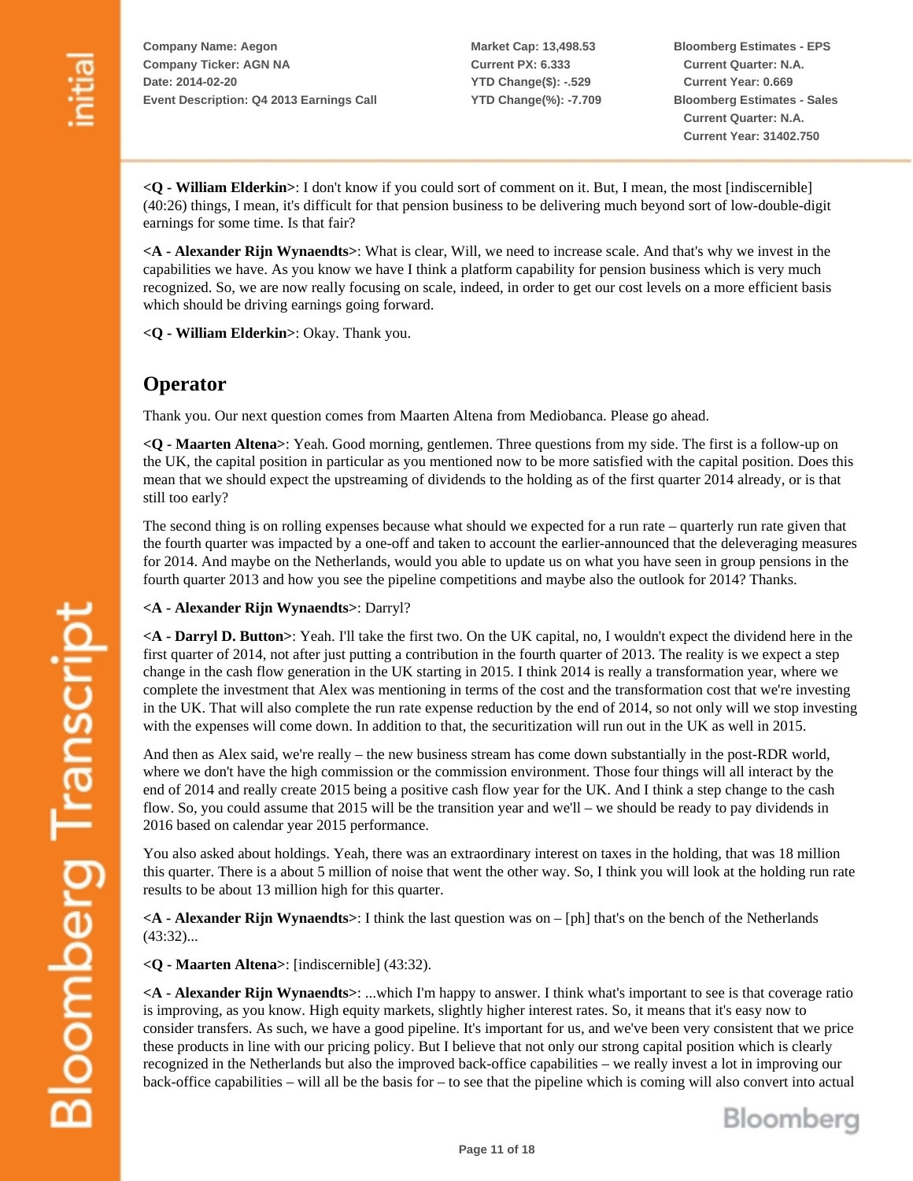**<Q - William Elderkin>**: I don't know if you could sort of comment on it. But, I mean, the most [indiscernible] (40:26) things, I mean, it's difficult for that pension business to be delivering much beyond sort of low-double-digit earnings for some time. Is that fair?

**<A - Alexander Rijn Wynaendts>**: What is clear, Will, we need to increase scale. And that's why we invest in the capabilities we have. As you know we have I think a platform capability for pension business which is very much recognized. So, we are now really focusing on scale, indeed, in order to get our cost levels on a more efficient basis which should be driving earnings going forward.

**<Q - William Elderkin>**: Okay. Thank you.

## Operator

Thank you. Our next question comes from Maarten Altena from Mediobanca. Please go ahead.

**<Q - Maarten Altena>**: Yeah. Good morning, gentlemen. Three questions from my side. The first is a follow-up on the UK, the capital position in particular as you mentioned now to be more satisfied with the capital position. Does this mean that we should expect the upstreaming of dividends to the holding as of the first quarter 2014 already, or is that still too early?

The second thing is on rolling expenses because what should we expected for a run rate – quarterly run rate given that the fourth quarter was impacted by a one-off and taken to account the earlier-announced that the deleveraging measures for 2014. And maybe on the Netherlands, would you able to update us on what you have seen in group pensions in the fourth quarter 2013 and how you see the pipeline competitions and maybe also the outlook for 2014? Thanks.

**<A - Alexander Rijn Wynaendts>**: Darryl?

**<A - Darryl D. Button>**: Yeah. I'll take the first two. On the UK capital, no, I wouldn't expect the dividend here in the first quarter of 2014, not after just putting a contribution in the fourth quarter of 2013. The reality is we expect a step change in the cash flow generation in the UK starting in 2015. I think 2014 is really a transformation year, where we complete the investment that Alex was mentioning in terms of the cost and the transformation cost that we're investing in the UK. That will also complete the run rate expense reduction by the end of 2014, so not only will we stop investing with the expenses will come down. In addition to that, the securitization will run out in the UK as well in 2015.

And then as Alex said, we're really – the new business stream has come down substantially in the post-RDR world, where we don't have the high commission or the commission environment. Those four things will all interact by the end of 2014 and really create 2015 being a positive cash flow year for the UK. And I think a step change to the cash flow. So, you could assume that 2015 will be the transition year and we'll – we should be ready to pay dividends in 2016 based on calendar year 2015 performance.

You also asked about holdings. Yeah, there was an extraordinary interest on taxes in the holding, that was 18 million this quarter. There is a about 5 million of noise that went the other way. So, I think you will look at the holding run rate results to be about 13 million high for this quarter.

**<A - Alexander Rijn Wynaendts>**: I think the last question was on – [ph] that's on the bench of the Netherlands (43:32)...

**<Q - Maarten Altena>**: [indiscernible] (43:32).

**<A - Alexander Rijn Wynaendts>**: ...which I'm happy to answer. I think what's important to see is that coverage ratio is improving, as you know. High equity markets, slightly higher interest rates. So, it means that it's easy now to consider transfers. As such, we have a good pipeline. It's important for us, and we've been very consistent that we price these products in line with our pricing policy. But I believe that not only our strong capital position which is clearly recognized in the Netherlands but also the improved back-office capabilities – we really invest a lot in improving our back-office capabilities – will all be the basis for – to see that the pipeline which is coming will also convert into actual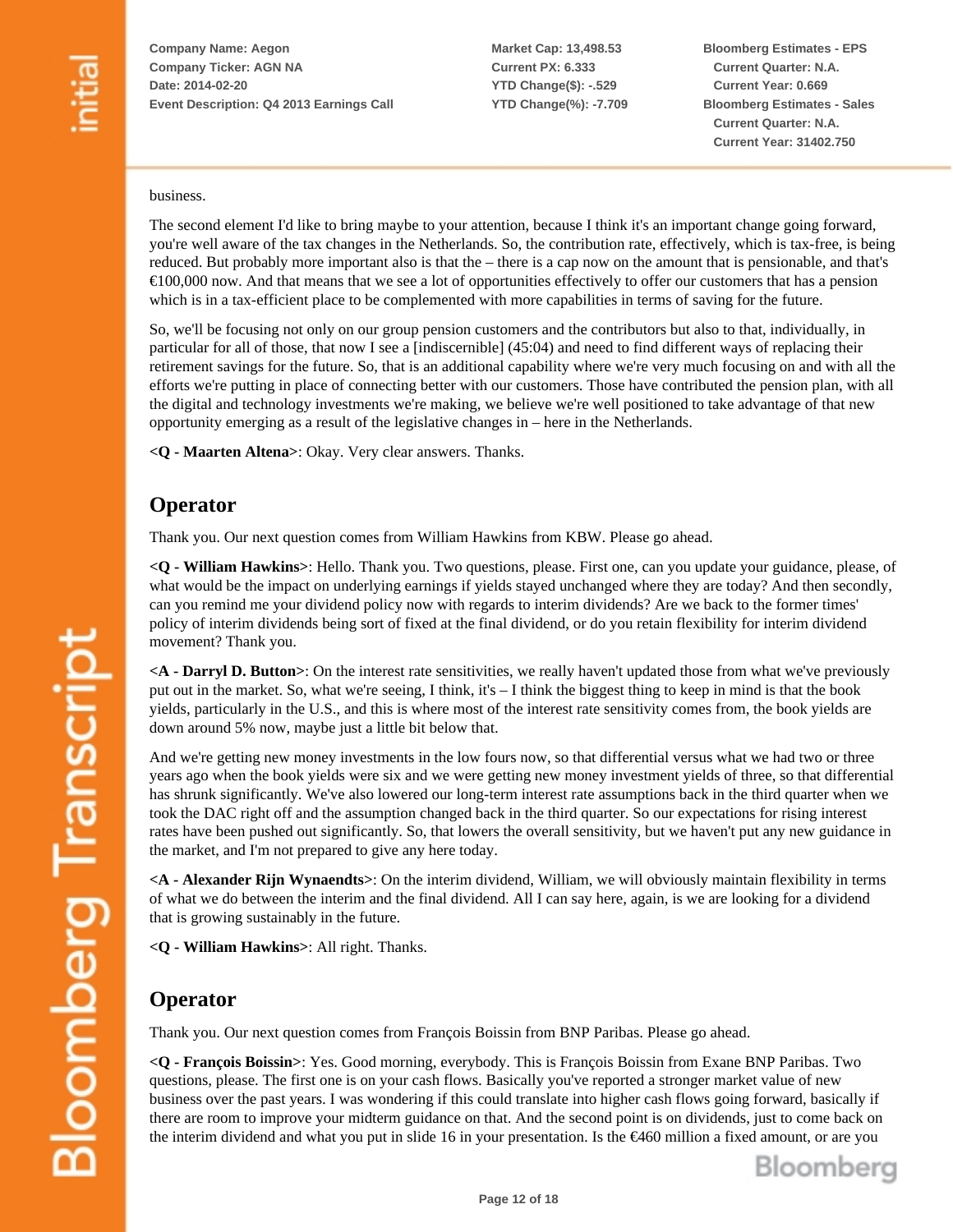business.

The second element I'd like to bring maybe to your attention, because I think it's an important change going forward, you're well aware of the tax changes in the Netherlands. So, the contribution rate, effectively, which is tax-free, is being reduced. But probably more important also is that the – there is a cap now on the amount that is pensionable, and that's €100,000 now. And that means that we see a lot of opportunities effectively to offer our customers that has a pension which is in a tax-efficient place to be complemented with more capabilities in terms of saving for the future.

So, we'll be focusing not only on our group pension customers and the contributors but also to that, individually, in particular for all of those, that now I see a [indiscernible] (45:04) and need to find different ways of replacing their retirement savings for the future. So, that is an additional capability where we're very much focusing on and with all the efforts we're putting in place of connecting better with our customers. Those have contributed the pension plan, with all the digital and technology investments we're making, we believe we're well positioned to take advantage of that new opportunity emerging as a result of the legislative changes in – here in the Netherlands.

**<Q - Maarten Altena>**: Okay. Very clear answers. Thanks.

## Operator

Thank you. Our next question comes from William Hawkins from KBW. Please go ahead.

**<Q - William Hawkins>**: Hello. Thank you. Two questions, please. First one, can you update your guidance, please, of what would be the impact on underlying earnings if yields stayed unchanged where they are today? And then secondly, can you remind me your dividend policy now with regards to interim dividends? Are we back to the former times' policy of interim dividends being sort of fixed at the final dividend, or do you retain flexibility for interim dividend movement? Thank you.

**<A - Darryl D. Button>**: On the interest rate sensitivities, we really haven't updated those from what we've previously put out in the market. So, what we're seeing, I think, it's – I think the biggest thing to keep in mind is that the book yields, particularly in the U.S., and this is where most of the interest rate sensitivity comes from, the book yields are down around 5% now, maybe just a little bit below that.

And we're getting new money investments in the low fours now, so that differential versus what we had two or three years ago when the book yields were six and we were getting new money investment yields of three, so that differential has shrunk significantly. We've also lowered our long-term interest rate assumptions back in the third quarter when we took the DAC right off and the assumption changed back in the third quarter. So our expectations for rising interest rates have been pushed out significantly. So, that lowers the overall sensitivity, but we haven't put any new guidance in the market, and I'm not prepared to give any here today.

**<A - Alexander Rijn Wynaendts>**: On the interim dividend, William, we will obviously maintain flexibility in terms of what we do between the interim and the final dividend. All I can say here, again, is we are looking for a dividend that is growing sustainably in the future.

**<Q - William Hawkins>**: All right. Thanks.

## Operator

Thank you. Our next question comes from François Boissin from BNP Paribas. Please go ahead.

**<Q - François Boissin>**: Yes. Good morning, everybody. This is François Boissin from Exane BNP Paribas. Two questions, please. The first one is on your cash flows. Basically you've reported a stronger market value of new business over the past years. I was wondering if this could translate into higher cash flows going forward, basically if there are room to improve your midterm guidance on that. And the second point is on dividends, just to come back on the interim dividend and what you put in slide 16 in your presentation. Is the €460 million a fixed amount, or are you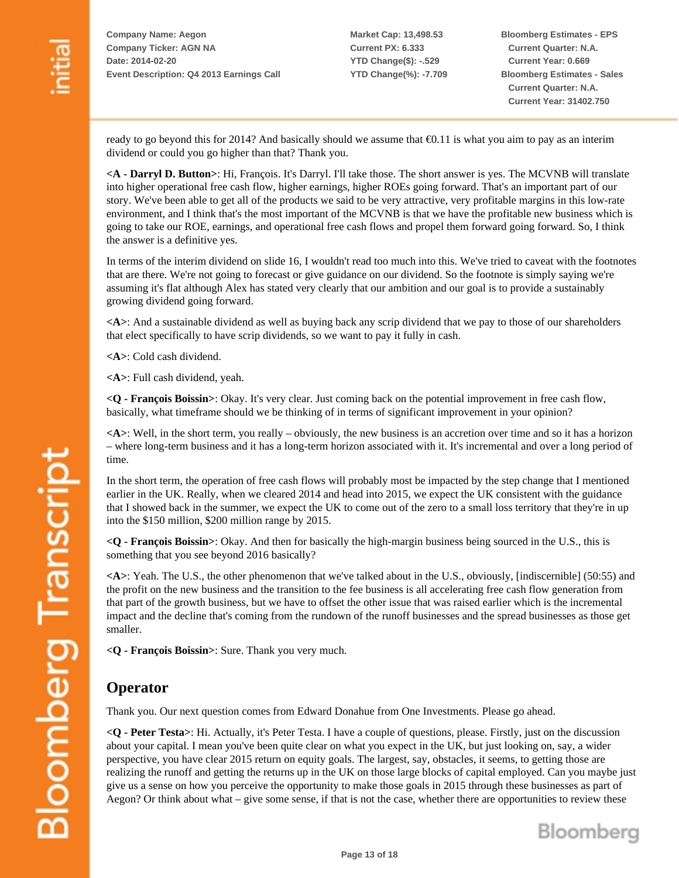ready to go beyond this for 2014? And basically should we assume that €0.11 is what you aim to pay as an interim dividend or could you go higher than that? Thank you.

**<A - Darryl D. Button>**: Hi, François. It's Darryl. I'll take those. The short answer is yes. The MCVNB will translate into higher operational free cash flow, higher earnings, higher ROEs going forward. That's an important part of our story. We've been able to get all of the products we said to be very attractive, very profitable margins in this low-rate environment, and I think that's the most important of the MCVNB is that we have the profitable new business which is going to take our ROE, earnings, and operational free cash flows and propel them forward going forward. So, I think the answer is a definitive yes.

In terms of the interim dividend on slide 16, I wouldn't read too much into this. We've tried to caveat with the footnotes that are there. We're not going to forecast or give guidance on our dividend. So the footnote is simply saying we're assuming it's flat although Alex has stated very clearly that our ambition and our goal is to provide a sustainably growing dividend going forward.

**<A>**: And a sustainable dividend as well as buying back any scrip dividend that we pay to those of our shareholders that elect specifically to have scrip dividends, so we want to pay it fully in cash.

**<A>**: Cold cash dividend.

**<A>**: Full cash dividend, yeah.

**<Q - François Boissin>**: Okay. It's very clear. Just coming back on the potential improvement in free cash flow, basically, what timeframe should we be thinking of in terms of significant improvement in your opinion?

**<A>**: Well, in the short term, you really – obviously, the new business is an accretion over time and so it has a horizon – where long-term business and it has a long-term horizon associated with it. It's incremental and over a long period of time.

In the short term, the operation of free cash flows will probably most be impacted by the step change that I mentioned earlier in the UK. Really, when we cleared 2014 and head into 2015, we expect the UK consistent with the guidance that I showed back in the summer, we expect the UK to come out of the zero to a small loss territory that they're in up into the $150 million, $200 million range by 2015.

**<Q - François Boissin>**: Okay. And then for basically the high-margin business being sourced in the U.S., this is something that you see beyond 2016 basically?

**<A>**: Yeah. The U.S., the other phenomenon that we've talked about in the U.S., obviously, [indiscernible] (50:55) and the profit on the new business and the transition to the fee business is all accelerating free cash flow generation from that part of the growth business, but we have to offset the other issue that was raised earlier which is the incremental impact and the decline that's coming from the rundown of the runoff businesses and the spread businesses as those get smaller.

**<Q - François Boissin>**: Sure. Thank you very much.

## Operator

Thank you. Our next question comes from Edward Donahue from One Investments. Please go ahead.

**<Q - Peter Testa>**: Hi. Actually, it's Peter Testa. I have a couple of questions, please. Firstly, just on the discussion about your capital. I mean you've been quite clear on what you expect in the UK, but just looking on, say, a wider perspective, you have clear 2015 return on equity goals. The largest, say, obstacles, it seems, to getting those are realizing the runoff and getting the returns up in the UK on those large blocks of capital employed. Can you maybe just give us a sense on how you perceive the opportunity to make those goals in 2015 through these businesses as part of Aegon? Or think about what – give some sense, if that is not the case, whether there are opportunities to review these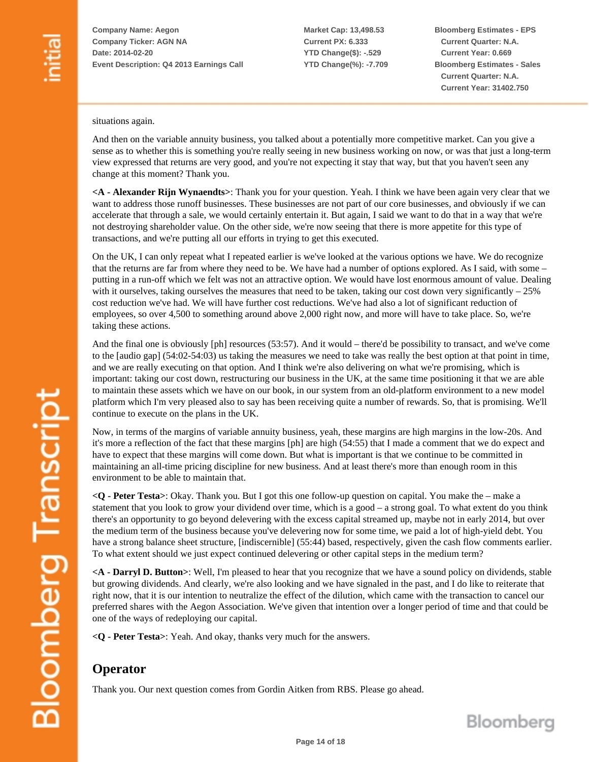situations again.

And then on the variable annuity business, you talked about a potentially more competitive market. Can you give a sense as to whether this is something you're really seeing in new business working on now, or was that just a long-term view expressed that returns are very good, and you're not expecting it stay that way, but that you haven't seen any change at this moment? Thank you.

**<A - Alexander Rijn Wynaendts>**: Thank you for your question. Yeah. I think we have been again very clear that we want to address those runoff businesses. These businesses are not part of our core businesses, and obviously if we can accelerate that through a sale, we would certainly entertain it. But again, I said we want to do that in a way that we're not destroying shareholder value. On the other side, we're now seeing that there is more appetite for this type of transactions, and we're putting all our efforts in trying to get this executed.

On the UK, I can only repeat what I repeated earlier is we've looked at the various options we have. We do recognize that the returns are far from where they need to be. We have had a number of options explored. As I said, with some – putting in a run-off which we felt was not an attractive option. We would have lost enormous amount of value. Dealing with it ourselves, taking ourselves the measures that need to be taken, taking our cost down very significantly – 25% cost reduction we've had. We will have further cost reductions. We've had also a lot of significant reduction of employees, so over 4,500 to something around above 2,000 right now, and more will have to take place. So, we're taking these actions.

And the final one is obviously [ph] resources (53:57). And it would – there'd be possibility to transact, and we've come to the [audio gap] (54:02-54:03) us taking the measures we need to take was really the best option at that point in time, and we are really executing on that option. And I think we're also delivering on what we're promising, which is important: taking our cost down, restructuring our business in the UK, at the same time positioning it that we are able to maintain these assets which we have on our book, in our system from an old-platform environment to a new model platform which I'm very pleased also to say has been receiving quite a number of rewards. So, that is promising. We'll continue to execute on the plans in the UK.

Now, in terms of the margins of variable annuity business, yeah, these margins are high margins in the low-20s. And it's more a reflection of the fact that these margins [ph] are high (54:55) that I made a comment that we do expect and have to expect that these margins will come down. But what is important is that we continue to be committed in maintaining an all-time pricing discipline for new business. And at least there's more than enough room in this environment to be able to maintain that.

**<Q - Peter Testa>**: Okay. Thank you. But I got this one follow-up question on capital. You make the – make a statement that you look to grow your dividend over time, which is a good – a strong goal. To what extent do you think there's an opportunity to go beyond delevering with the excess capital streamed up, maybe not in early 2014, but over the medium term of the business because you've been delevering now for some time, we paid a lot of high-yield debt. You have a strong balance sheet structure, [indiscernible] (55:44) based, respectively, given the cash flow comments earlier. To what extent should we just expect continued delevering or other capital steps in the medium term?

**<A - Darryl D. Button>**: Well, I'm pleased to hear that you recognize that we have a sound policy on dividends, stable but growing dividends. And clearly, we're also looking and we have signaled in the past, and I do like to reiterate that right now, that it is our intention to neutralize the effect of the dilution, which came with the transaction to cancel our preferred shares with the Aegon Association. We've given that intention over a longer period of time and that could be one of the ways of redeploying our capital.

**<Q - Peter Testa>**: Yeah. And okay, thanks very much for the answers.

## Operator

Thank you. Our next question comes from Gordin Aitken from RBS. Please go ahead.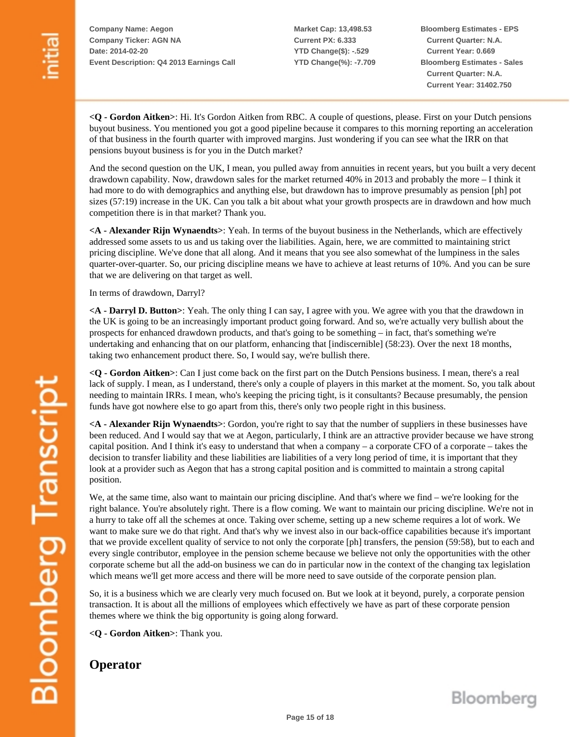**<Q - Gordon Aitken>**: Hi. It's Gordon Aitken from RBC. A couple of questions, please. First on your Dutch pensions buyout business. You mentioned you got a good pipeline because it compares to this morning reporting an acceleration of that business in the fourth quarter with improved margins. Just wondering if you can see what the IRR on that pensions buyout business is for you in the Dutch market?

And the second question on the UK, I mean, you pulled away from annuities in recent years, but you built a very decent drawdown capability. Now, drawdown sales for the market returned 40% in 2013 and probably the more – I think it had more to do with demographics and anything else, but drawdown has to improve presumably as pension [ph] pot sizes (57:19) increase in the UK. Can you talk a bit about what your growth prospects are in drawdown and how much competition there is in that market? Thank you.

**<A - Alexander Rijn Wynaendts>**: Yeah. In terms of the buyout business in the Netherlands, which are effectively addressed some assets to us and us taking over the liabilities. Again, here, we are committed to maintaining strict pricing discipline. We've done that all along. And it means that you see also somewhat of the lumpiness in the sales quarter-over-quarter. So, our pricing discipline means we have to achieve at least returns of 10%. And you can be sure that we are delivering on that target as well.

In terms of drawdown, Darryl?

**<A - Darryl D. Button>**: Yeah. The only thing I can say, I agree with you. We agree with you that the drawdown in the UK is going to be an increasingly important product going forward. And so, we're actually very bullish about the prospects for enhanced drawdown products, and that's going to be something – in fact, that's something we're undertaking and enhancing that on our platform, enhancing that [indiscernible] (58:23). Over the next 18 months, taking two enhancement product there. So, I would say, we're bullish there.

**<Q - Gordon Aitken>**: Can I just come back on the first part on the Dutch Pensions business. I mean, there's a real lack of supply. I mean, as I understand, there's only a couple of players in this market at the moment. So, you talk about needing to maintain IRRs. I mean, who's keeping the pricing tight, is it consultants? Because presumably, the pension funds have got nowhere else to go apart from this, there's only two people right in this business.

**<A - Alexander Rijn Wynaendts>**: Gordon, you're right to say that the number of suppliers in these businesses have been reduced. And I would say that we at Aegon, particularly, I think are an attractive provider because we have strong capital position. And I think it's easy to understand that when a company – a corporate CFO of a corporate – takes the decision to transfer liability and these liabilities are liabilities of a very long period of time, it is important that they look at a provider such as Aegon that has a strong capital position and is committed to maintain a strong capital position.

We, at the same time, also want to maintain our pricing discipline. And that's where we find – we're looking for the right balance. You're absolutely right. There is a flow coming. We want to maintain our pricing discipline. We're not in a hurry to take off all the schemes at once. Taking over scheme, setting up a new scheme requires a lot of work. We want to make sure we do that right. And that's why we invest also in our back-office capabilities because it's important that we provide excellent quality of service to not only the corporate [ph] transfers, the pension (59:58), but to each and every single contributor, employee in the pension scheme because we believe not only the opportunities with the other corporate scheme but all the add-on business we can do in particular now in the context of the changing tax legislation which means we'll get more access and there will be more need to save outside of the corporate pension plan.

So, it is a business which we are clearly very much focused on. But we look at it beyond, purely, a corporate pension transaction. It is about all the millions of employees which effectively we have as part of these corporate pension themes where we think the big opportunity is going along forward.

**<Q - Gordon Aitken>**: Thank you.

## Operator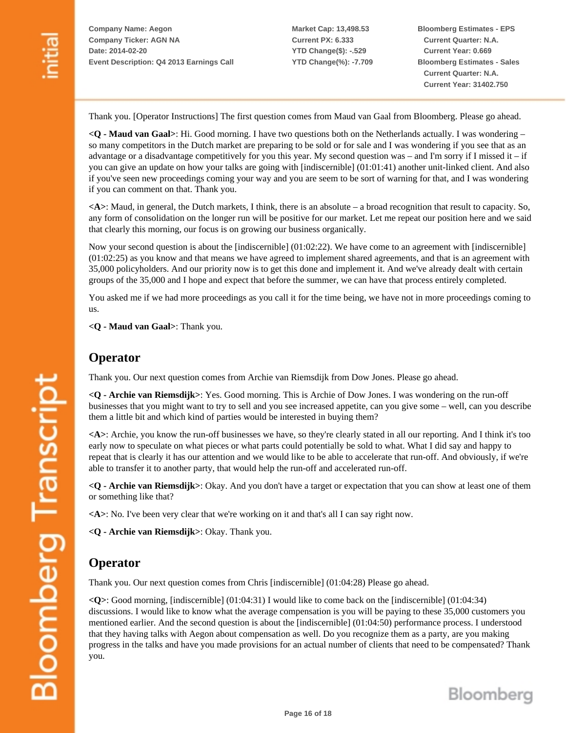Thank you. [Operator Instructions] The first question comes from Maud van Gaal from Bloomberg. Please go ahead.

**<Q - Maud van Gaal>**: Hi. Good morning. I have two questions both on the Netherlands actually. I was wondering – so many competitors in the Dutch market are preparing to be sold or for sale and I was wondering if you see that as an advantage or a disadvantage competitively for you this year. My second question was – and I'm sorry if I missed it – if you can give an update on how your talks are going with [indiscernible] (01:01:41) another unit-linked client. And also if you've seen new proceedings coming your way and you are seem to be sort of warning for that, and I was wondering if you can comment on that. Thank you.

**<A>**: Maud, in general, the Dutch markets, I think, there is an absolute – a broad recognition that result to capacity. So, any form of consolidation on the longer run will be positive for our market. Let me repeat our position here and we said that clearly this morning, our focus is on growing our business organically.

Now your second question is about the [indiscernible] (01:02:22). We have come to an agreement with [indiscernible] (01:02:25) as you know and that means we have agreed to implement shared agreements, and that is an agreement with 35,000 policyholders. And our priority now is to get this done and implement it. And we've already dealt with certain groups of the 35,000 and I hope and expect that before the summer, we can have that process entirely completed.

You asked me if we had more proceedings as you call it for the time being, we have not in more proceedings coming to us.

**<Q - Maud van Gaal>**: Thank you.

## Operator

Thank you. Our next question comes from Archie van Riemsdijk from Dow Jones. Please go ahead.

**<Q - Archie van Riemsdijk>**: Yes. Good morning. This is Archie of Dow Jones. I was wondering on the run-off businesses that you might want to try to sell and you see increased appetite, can you give some – well, can you describe them a little bit and which kind of parties would be interested in buying them?

**<A>**: Archie, you know the run-off businesses we have, so they're clearly stated in all our reporting. And I think it's too early now to speculate on what pieces or what parts could potentially be sold to what. What I did say and happy to repeat that is clearly it has our attention and we would like to be able to accelerate that run-off. And obviously, if we're able to transfer it to another party, that would help the run-off and accelerated run-off.

**<Q - Archie van Riemsdijk>**: Okay. And you don't have a target or expectation that you can show at least one of them or something like that?

**<A>**: No. I've been very clear that we're working on it and that's all I can say right now.

**<Q - Archie van Riemsdijk>**: Okay. Thank you.

## Operator

Thank you. Our next question comes from Chris [indiscernible] (01:04:28) Please go ahead.

**<Q>**: Good morning, [indiscernible] (01:04:31) I would like to come back on the [indiscernible] (01:04:34) discussions. I would like to know what the average compensation is you will be paying to these 35,000 customers you mentioned earlier. And the second question is about the [indiscernible] (01:04:50) performance process. I understood that they having talks with Aegon about compensation as well. Do you recognize them as a party, are you making progress in the talks and have you made provisions for an actual number of clients that need to be compensated? Thank you.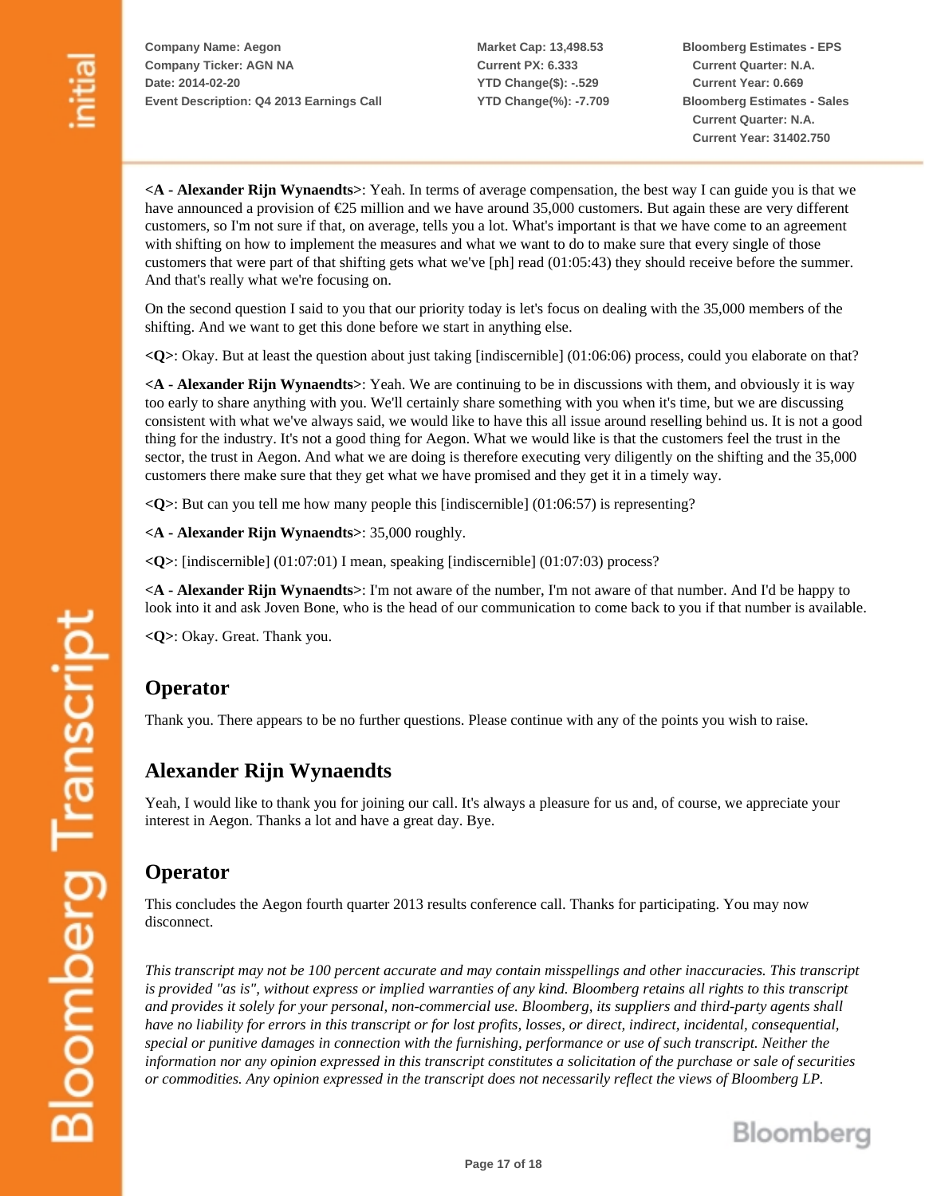**<A - Alexander Rijn Wynaendts>**: Yeah. In terms of average compensation, the best way I can guide you is that we have announced a provision of €25 million and we have around 35,000 customers. But again these are very different customers, so I'm not sure if that, on average, tells you a lot. What's important is that we have come to an agreement with shifting on how to implement the measures and what we want to do to make sure that every single of those customers that were part of that shifting gets what we've [ph] read (01:05:43) they should receive before the summer. And that's really what we're focusing on.

On the second question I said to you that our priority today is let's focus on dealing with the 35,000 members of the shifting. And we want to get this done before we start in anything else.

**<Q>**: Okay. But at least the question about just taking [indiscernible] (01:06:06) process, could you elaborate on that?

**<A - Alexander Rijn Wynaendts>**: Yeah. We are continuing to be in discussions with them, and obviously it is way too early to share anything with you. We'll certainly share something with you when it's time, but we are discussing consistent with what we've always said, we would like to have this all issue around reselling behind us. It is not a good thing for the industry. It's not a good thing for Aegon. What we would like is that the customers feel the trust in the sector, the trust in Aegon. And what we are doing is therefore executing very diligently on the shifting and the 35,000 customers there make sure that they get what we have promised and they get it in a timely way.

**<Q>**: But can you tell me how many people this [indiscernible] (01:06:57) is representing?

**<A - Alexander Rijn Wynaendts>**: 35,000 roughly.

**<Q>**: [indiscernible] (01:07:01) I mean, speaking [indiscernible] (01:07:03) process?

**<A - Alexander Rijn Wynaendts>**: I'm not aware of the number, I'm not aware of that number. And I'd be happy to look into it and ask Joven Bone, who is the head of our communication to come back to you if that number is available.

**<Q>**: Okay. Great. Thank you.

## Operator

Thank you. There appears to be no further questions. Please continue with any of the points you wish to raise.

## Alexander Rijn Wynaendts

Yeah, I would like to thank you for joining our call. It's always a pleasure for us and, of course, we appreciate your interest in Aegon. Thanks a lot and have a great day. Bye.

## Operator

This concludes the Aegon fourth quarter 2013 results conference call. Thanks for participating. You may now disconnect.

*This transcript may not be 100 percent accurate and may contain misspellings and other inaccuracies. This transcript is provided "as is", without express or implied warranties of any kind. Bloomberg retains all rights to this transcript and provides it solely for your personal, non-commercial use. Bloomberg, its suppliers and third-party agents shall have no liability for errors in this transcript or for lost profits, losses, or direct, indirect, incidental, consequential, special or punitive damages in connection with the furnishing, performance or use of such transcript. Neither the information nor any opinion expressed in this transcript constitutes a solicitation of the purchase or sale of securities or commodities. Any opinion expressed in the transcript does not necessarily reflect the views of Bloomberg LP.*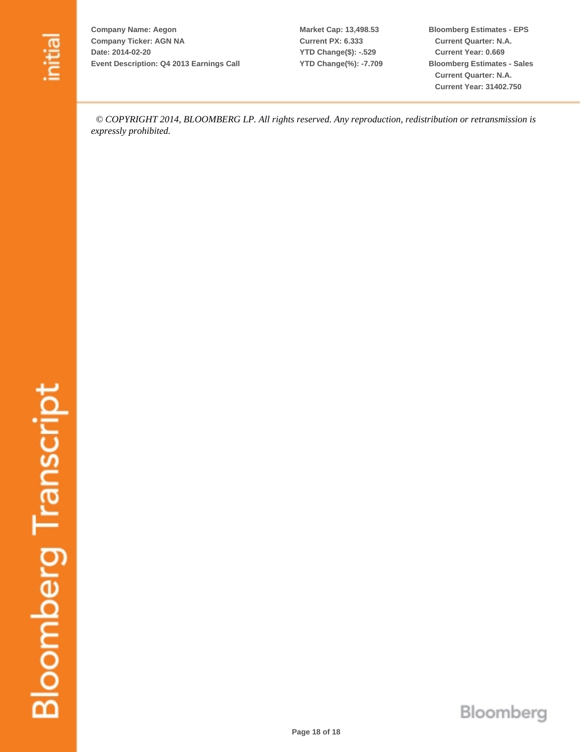© COPYRIGHT 2014, BLOOMBERG LP. All rights reserved. Any reproduction, redistribution or retransmission is expressly prohibited.